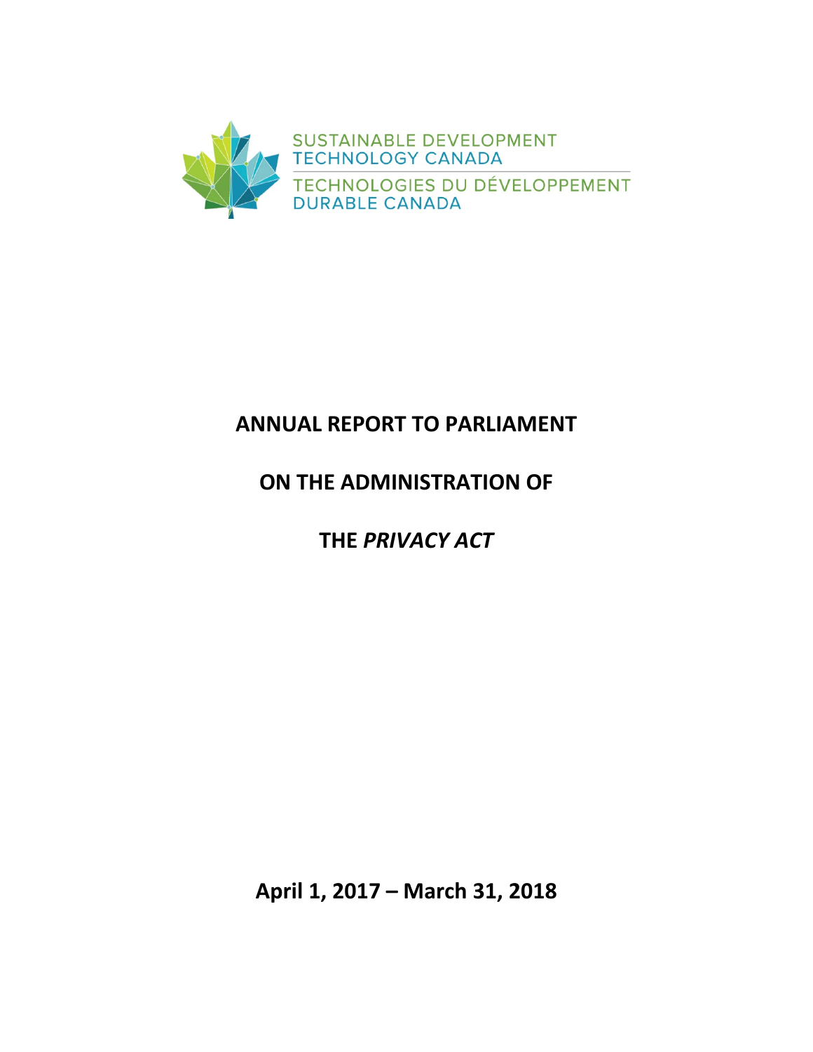SUSTAINABLE DEVELOPMENT TECHNOLOGY CANADA

TECHNOLOGIES DU DÉVELOPPEMENT DURABLE CANADA

# ANNUAL REPORT TO PARLIAMENT

# ON THE ADMINISTRATION OF

# THE *PRIVACY ACT*

**April 1, 2017 – March 31, 2018**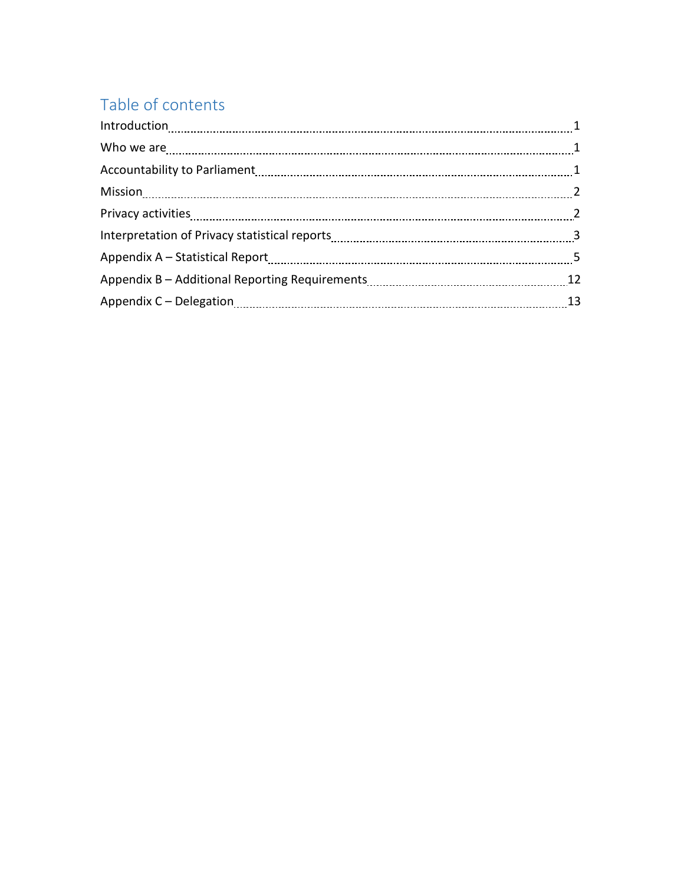## Table of contents

Introduction ........ 1

Who we are ........ 1

Accountability to Parliament ........ 1

Mission ........ 2

Privacy activities ........ 2

Interpretation of Privacy statistical reports ........ 3

Appendix A – Statistical Report ........ 5

Appendix B – Additional Reporting Requirements ........ 12

Appendix C – Delegation ........ 13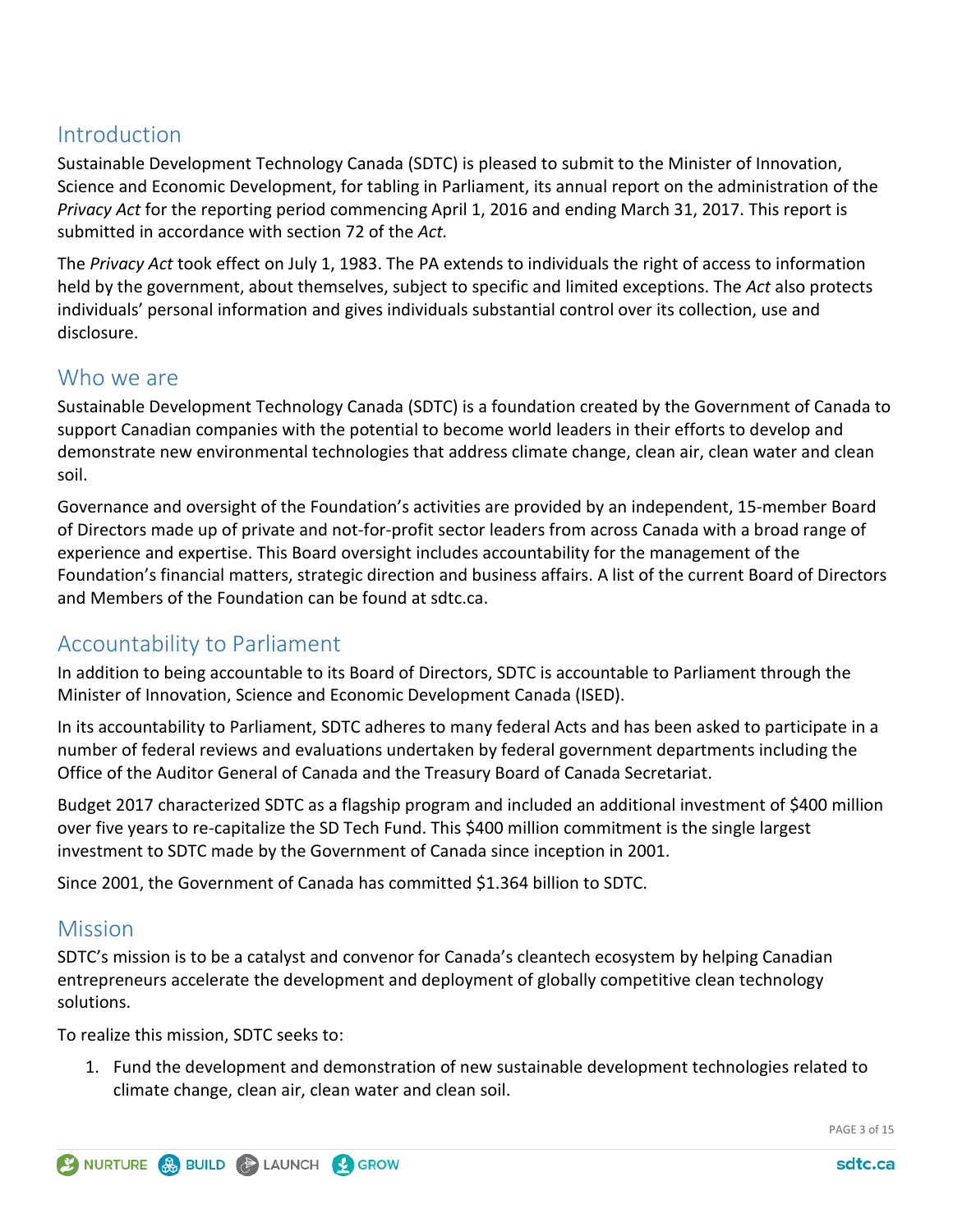## Introduction

Sustainable Development Technology Canada (SDTC) is pleased to submit to the Minister of Innovation, Science and Economic Development, for tabling in Parliament, its annual report on the administration of the *Privacy Act* for the reporting period commencing April 1, 2016 and ending March 31, 2017. This report is submitted in accordance with section 72 of the *Act.*

The *Privacy Act* took effect on July 1, 1983. The PA extends to individuals the right of access to information held by the government, about themselves, subject to specific and limited exceptions. The *Act* also protects individuals' personal information and gives individuals substantial control over its collection, use and disclosure.

## Who we are

Sustainable Development Technology Canada (SDTC) is a foundation created by the Government of Canada to support Canadian companies with the potential to become world leaders in their efforts to develop and demonstrate new environmental technologies that address climate change, clean air, clean water and clean soil.

Governance and oversight of the Foundation's activities are provided by an independent, 15-member Board of Directors made up of private and not-for-profit sector leaders from across Canada with a broad range of experience and expertise. This Board oversight includes accountability for the management of the Foundation's financial matters, strategic direction and business affairs. A list of the current Board of Directors and Members of the Foundation can be found at sdtc.ca.

## Accountability to Parliament

In addition to being accountable to its Board of Directors, SDTC is accountable to Parliament through the Minister of Innovation, Science and Economic Development Canada (ISED).

In its accountability to Parliament, SDTC adheres to many federal Acts and has been asked to participate in a number of federal reviews and evaluations undertaken by federal government departments including the Office of the Auditor General of Canada and the Treasury Board of Canada Secretariat.

Budget 2017 characterized SDTC as a flagship program and included an additional investment of $400 million over five years to re-capitalize the SD Tech Fund. This $400 million commitment is the single largest investment to SDTC made by the Government of Canada since inception in 2001.

Since 2001, the Government of Canada has committed $1.364 billion to SDTC.

## Mission

SDTC's mission is to be a catalyst and convenor for Canada's cleantech ecosystem by helping Canadian entrepreneurs accelerate the development and deployment of globally competitive clean technology solutions.

To realize this mission, SDTC seeks to:

1. Fund the development and demonstration of new sustainable development technologies related to climate change, clean air, clean water and clean soil.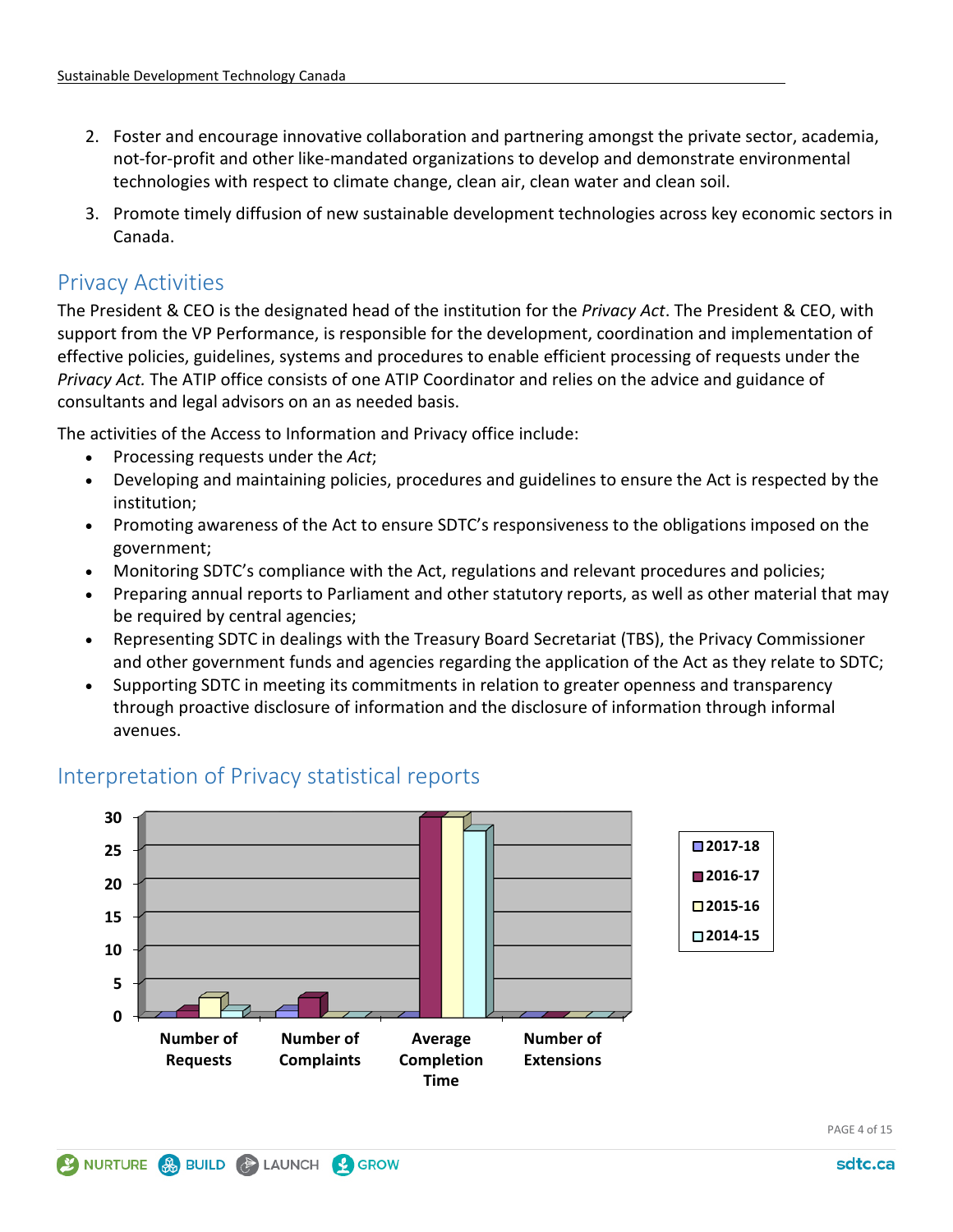2. Foster and encourage innovative collaboration and partnering amongst the private sector, academia, not-for-profit and other like-mandated organizations to develop and demonstrate environmental technologies with respect to climate change, clean air, clean water and clean soil.
3. Promote timely diffusion of new sustainable development technologies across key economic sectors in Canada.

## Privacy Activities

The President & CEO is the designated head of the institution for the *Privacy Act*. The President & CEO, with support from the VP Performance, is responsible for the development, coordination and implementation of effective policies, guidelines, systems and procedures to enable efficient processing of requests under the *Privacy Act.* The ATIP office consists of one ATIP Coordinator and relies on the advice and guidance of consultants and legal advisors on an as needed basis.

The activities of the Access to Information and Privacy office include:

- Processing requests under the *Act*;
- Developing and maintaining policies, procedures and guidelines to ensure the Act is respected by the institution;
- Promoting awareness of the Act to ensure SDTC's responsiveness to the obligations imposed on the government;
- Monitoring SDTC's compliance with the Act, regulations and relevant procedures and policies;
- Preparing annual reports to Parliament and other statutory reports, as well as other material that may be required by central agencies;
- Representing SDTC in dealings with the Treasury Board Secretariat (TBS), the Privacy Commissioner and other government funds and agencies regarding the application of the Act as they relate to SDTC;
- Supporting SDTC in meeting its commitments in relation to greater openness and transparency through proactive disclosure of information and the disclosure of information through informal avenues.

## Interpretation of Privacy statistical reports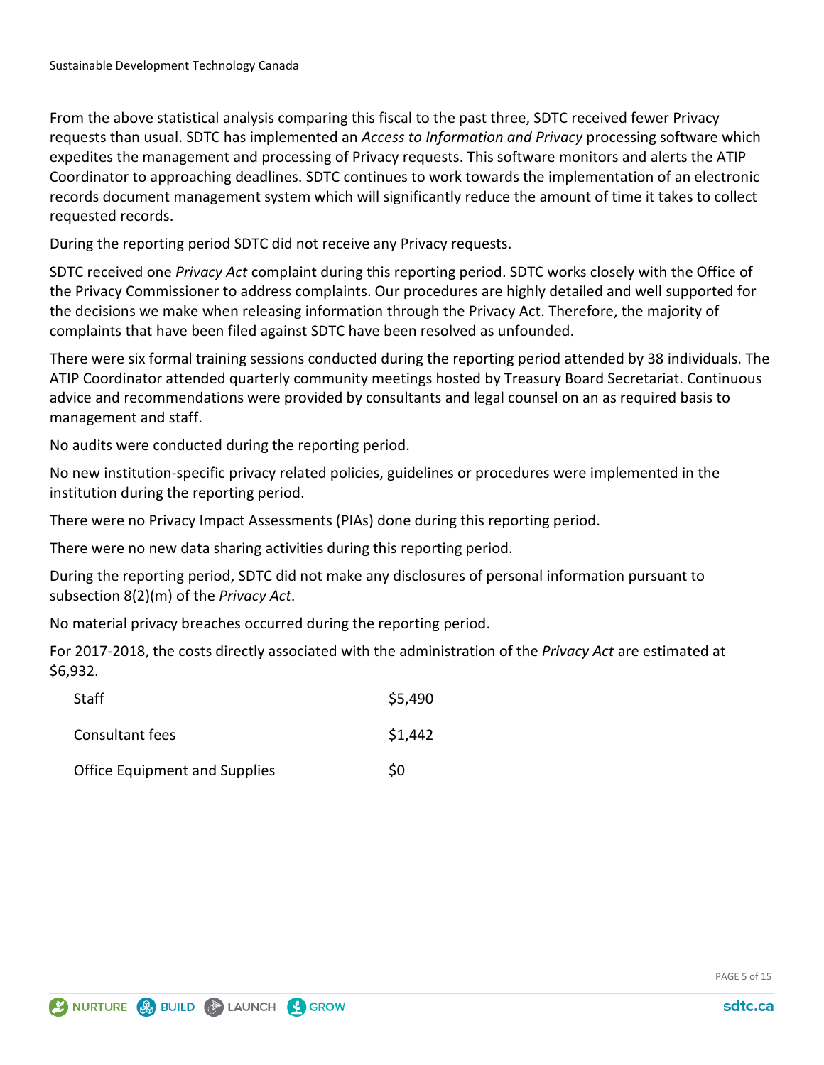From the above statistical analysis comparing this fiscal to the past three, SDTC received fewer Privacy requests than usual. SDTC has implemented an *Access to Information and Privacy* processing software which expedites the management and processing of Privacy requests. This software monitors and alerts the ATIP Coordinator to approaching deadlines. SDTC continues to work towards the implementation of an electronic records document management system which will significantly reduce the amount of time it takes to collect requested records.

During the reporting period SDTC did not receive any Privacy requests.

SDTC received one *Privacy Act* complaint during this reporting period. SDTC works closely with the Office of the Privacy Commissioner to address complaints. Our procedures are highly detailed and well supported for the decisions we make when releasing information through the Privacy Act. Therefore, the majority of complaints that have been filed against SDTC have been resolved as unfounded.

There were six formal training sessions conducted during the reporting period attended by 38 individuals. The ATIP Coordinator attended quarterly community meetings hosted by Treasury Board Secretariat. Continuous advice and recommendations were provided by consultants and legal counsel on an as required basis to management and staff.

No audits were conducted during the reporting period.

No new institution-specific privacy related policies, guidelines or procedures were implemented in the institution during the reporting period.

There were no Privacy Impact Assessments (PIAs) done during this reporting period.

There were no new data sharing activities during this reporting period.

During the reporting period, SDTC did not make any disclosures of personal information pursuant to subsection 8(2)(m) of the *Privacy Act*.

No material privacy breaches occurred during the reporting period.

For 2017-2018, the costs directly associated with the administration of the *Privacy Act* are estimated at $6,932.

| | |
|---|---|
| Staff | $5,490 |
| Consultant fees | $1,442 |
| Office Equipment and Supplies | $0 |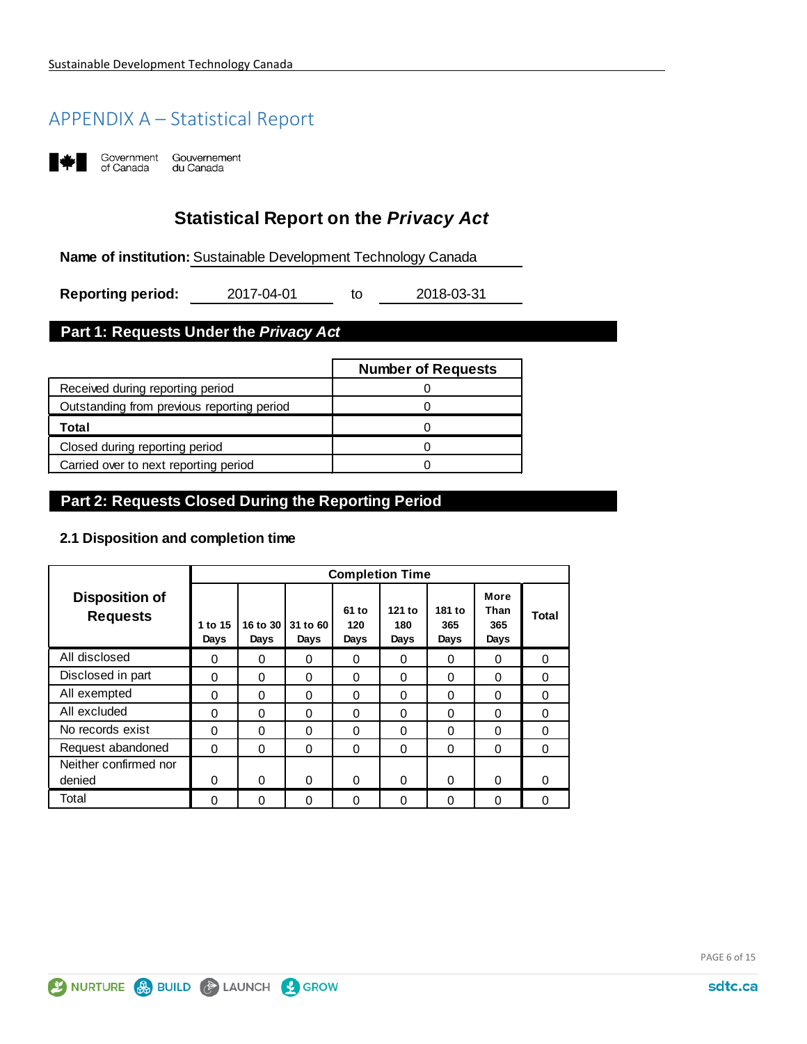## APPENDIX A – Statistical Report

Government of Canada Gouvernement du Canada

# Statistical Report on the *Privacy Act*

**Name of institution:** Sustainable Development Technology Canada

**Reporting period:** 2017-04-01 to 2018-03-31

## Part 1: Requests Under the *Privacy Act*

| | Number of Requests |
|---|---|
| Received during reporting period | 0 |
| Outstanding from previous reporting period | 0 |
| **Total** | 0 |
| Closed during reporting period | 0 |
| Carried over to next reporting period | 0 |

## Part 2: Requests Closed During the Reporting Period

### 2.1 Disposition and completion time

| Disposition of Requests | Completion Time | | | | | | | |
|---|---|---|---|---|---|---|---|---|
| | 1 to 15 Days | 16 to 30 Days | 31 to 60 Days | 61 to 120 Days | 121 to 180 Days | 181 to 365 Days | More Than 365 Days | Total |
| All disclosed | 0 | 0 | 0 | 0 | 0 | 0 | 0 | 0 |
| Disclosed in part | 0 | 0 | 0 | 0 | 0 | 0 | 0 | 0 |
| All exempted | 0 | 0 | 0 | 0 | 0 | 0 | 0 | 0 |
| All excluded | 0 | 0 | 0 | 0 | 0 | 0 | 0 | 0 |
| No records exist | 0 | 0 | 0 | 0 | 0 | 0 | 0 | 0 |
| Request abandoned | 0 | 0 | 0 | 0 | 0 | 0 | 0 | 0 |
| Neither confirmed nor denied | 0 | 0 | 0 | 0 | 0 | 0 | 0 | 0 |
| Total | 0 | 0 | 0 | 0 | 0 | 0 | 0 | 0 |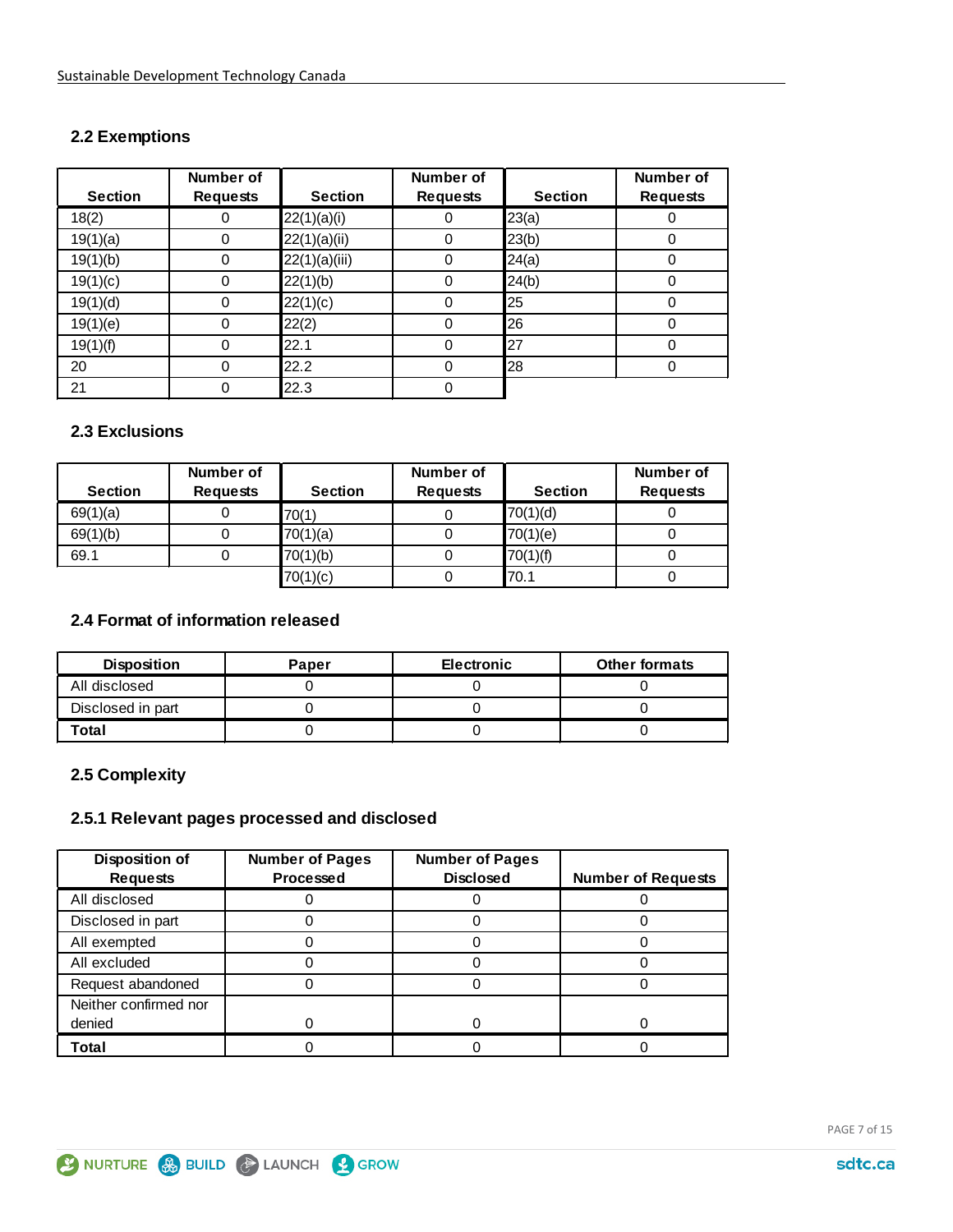## 2.2 Exemptions

| Section | Number of Requests | Section | Number of Requests | Section | Number of Requests |
|---|---|---|---|---|---|
| 18(2) | 0 | 22(1)(a)(i) | 0 | 23(a) | 0 |
| 19(1)(a) | 0 | 22(1)(a)(ii) | 0 | 23(b) | 0 |
| 19(1)(b) | 0 | 22(1)(a)(iii) | 0 | 24(a) | 0 |
| 19(1)(c) | 0 | 22(1)(b) | 0 | 24(b) | 0 |
| 19(1)(d) | 0 | 22(1)(c) | 0 | 25 | 0 |
| 19(1)(e) | 0 | 22(2) | 0 | 26 | 0 |
| 19(1)(f) | 0 | 22.1 | 0 | 27 | 0 |
| 20 | 0 | 22.2 | 0 | 28 | 0 |
| 21 | 0 | 22.3 | 0 | | |

## 2.3 Exclusions

| Section | Number of Requests | Section | Number of Requests | Section | Number of Requests |
|---|---|---|---|---|---|
| 69(1)(a) | 0 | 70(1) | 0 | 70(1)(d) | 0 |
| 69(1)(b) | 0 | 70(1)(a) | 0 | 70(1)(e) | 0 |
| 69.1 | 0 | 70(1)(b) | 0 | 70(1)(f) | 0 |
| | | 70(1)(c) | 0 | 70.1 | 0 |

## 2.4 Format of information released

| Disposition | Paper | Electronic | Other formats |
|---|---|---|---|
| All disclosed | 0 | 0 | 0 |
| Disclosed in part | 0 | 0 | 0 |
| **Total** | 0 | 0 | 0 |

## 2.5 Complexity

### 2.5.1 Relevant pages processed and disclosed

| Disposition of Requests | Number of Pages Processed | Number of Pages Disclosed | Number of Requests |
|---|---|---|---|
| All disclosed | 0 | 0 | 0 |
| Disclosed in part | 0 | 0 | 0 |
| All exempted | 0 | 0 | 0 |
| All excluded | 0 | 0 | 0 |
| Request abandoned | 0 | 0 | 0 |
| Neither confirmed nor denied | 0 | 0 | 0 |
| **Total** | 0 | 0 | 0 |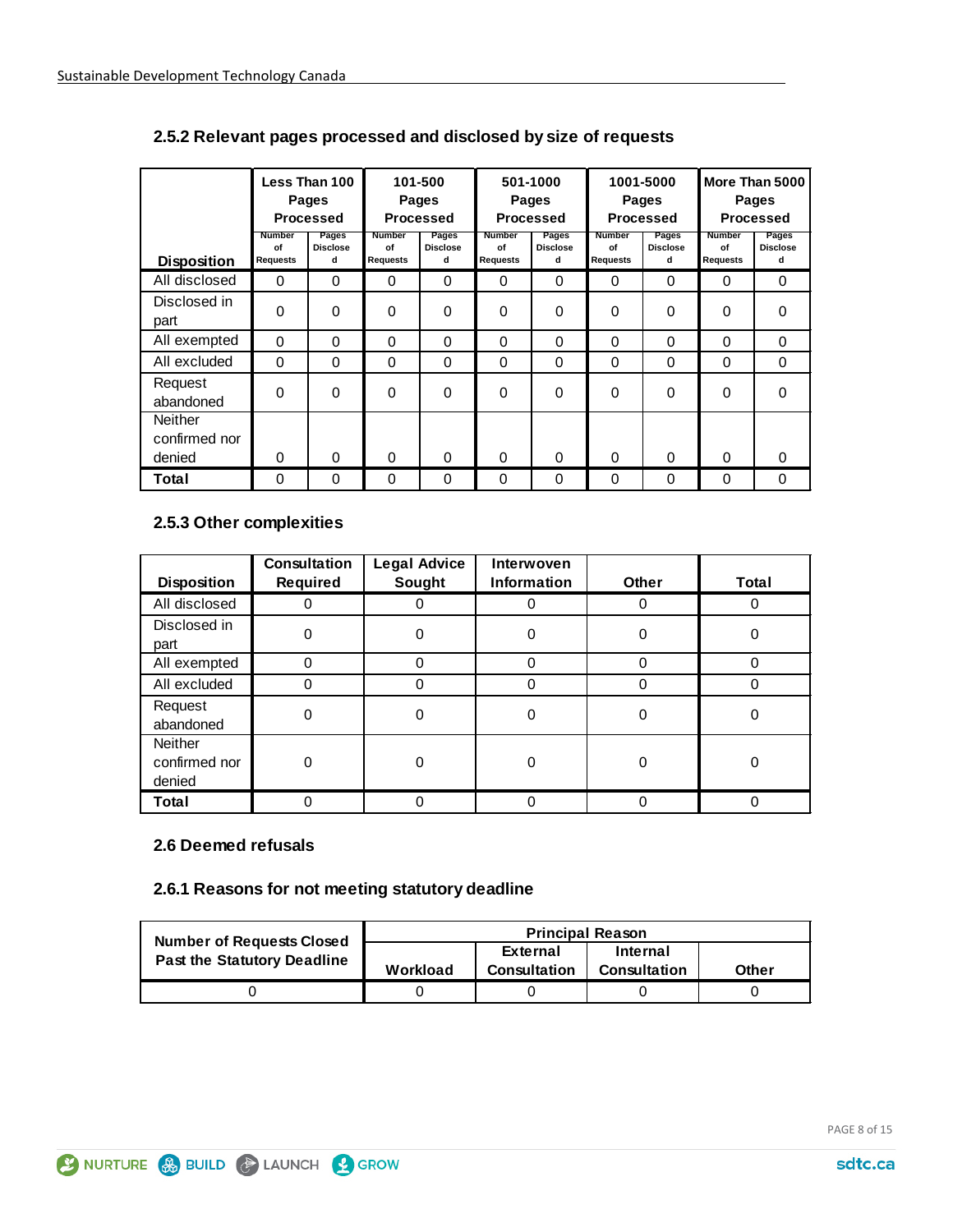### 2.5.2 Relevant pages processed and disclosed by size of requests

| Disposition | Less Than 100 Pages Processed | | 101-500 Pages Processed | | 501-1000 Pages Processed | | 1001-5000 Pages Processed | | More Than 5000 Pages Processed | |
|---|---|---|---|---|---|---|---|---|---|---|
| | Number of Requests | Pages Disclosed | Number of Requests | Pages Disclosed | Number of Requests | Pages Disclosed | Number of Requests | Pages Disclosed | Number of Requests | Pages Disclosed |
| All disclosed | 0 | 0 | 0 | 0 | 0 | 0 | 0 | 0 | 0 | 0 |
| Disclosed in part | 0 | 0 | 0 | 0 | 0 | 0 | 0 | 0 | 0 | 0 |
| All exempted | 0 | 0 | 0 | 0 | 0 | 0 | 0 | 0 | 0 | 0 |
| All excluded | 0 | 0 | 0 | 0 | 0 | 0 | 0 | 0 | 0 | 0 |
| Request abandoned | 0 | 0 | 0 | 0 | 0 | 0 | 0 | 0 | 0 | 0 |
| Neither confirmed nor denied | 0 | 0 | 0 | 0 | 0 | 0 | 0 | 0 | 0 | 0 |
| **Total** | 0 | 0 | 0 | 0 | 0 | 0 | 0 | 0 | 0 | 0 |

### 2.5.3 Other complexities

| Disposition | Consultation Required | Legal Advice Sought | Interwoven Information | Other | Total |
|---|---|---|---|---|---|
| All disclosed | 0 | 0 | 0 | 0 | 0 |
| Disclosed in part | 0 | 0 | 0 | 0 | 0 |
| All exempted | 0 | 0 | 0 | 0 | 0 |
| All excluded | 0 | 0 | 0 | 0 | 0 |
| Request abandoned | 0 | 0 | 0 | 0 | 0 |
| Neither confirmed nor denied | 0 | 0 | 0 | 0 | 0 |
| **Total** | 0 | 0 | 0 | 0 | 0 |

### 2.6 Deemed refusals

### 2.6.1 Reasons for not meeting statutory deadline

| Number of Requests Closed Past the Statutory Deadline | Principal Reason | | | |
|---|---|---|---|---|
| | Workload | External Consultation | Internal Consultation | Other |
| 0 | 0 | 0 | 0 | 0 |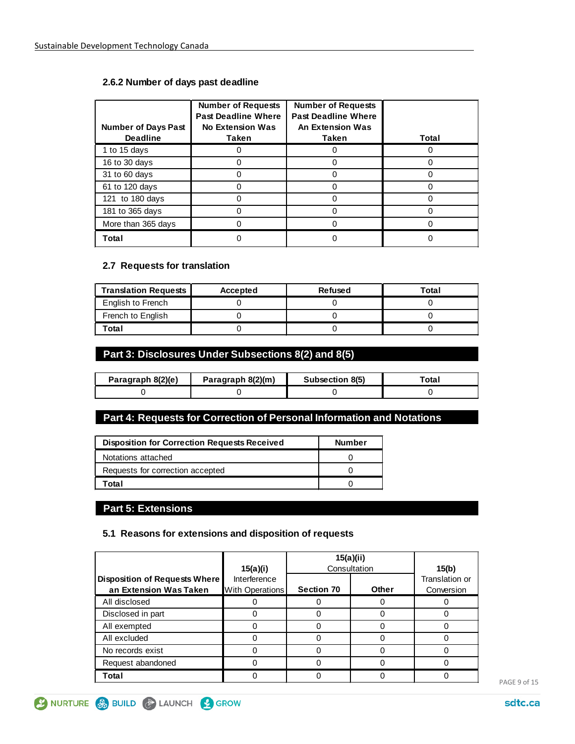### 2.6.2 Number of days past deadline

| Number of Days Past Deadline | Number of Requests Past Deadline Where No Extension Was Taken | Number of Requests Past Deadline Where An Extension Was Taken | Total |
|---|---|---|---|
| 1 to 15 days | 0 | 0 | 0 |
| 16 to 30 days | 0 | 0 | 0 |
| 31 to 60 days | 0 | 0 | 0 |
| 61 to 120 days | 0 | 0 | 0 |
| 121 to 180 days | 0 | 0 | 0 |
| 181 to 365 days | 0 | 0 | 0 |
| More than 365 days | 0 | 0 | 0 |
| **Total** | 0 | 0 | 0 |

### 2.7 Requests for translation

| Translation Requests | Accepted | Refused | Total |
|---|---|---|---|
| English to French | 0 | 0 | 0 |
| French to English | 0 | 0 | 0 |
| **Total** | 0 | 0 | 0 |

## Part 3: Disclosures Under Subsections 8(2) and 8(5)

| Paragraph 8(2)(e) | Paragraph 8(2)(m) | Subsection 8(5) | Total |
|---|---|---|---|
| 0 | 0 | 0 | 0 |

## Part 4: Requests for Correction of Personal Information and Notations

| Disposition for Correction Requests Received | Number |
|---|---|
| Notations attached | 0 |
| Requests for correction accepted | 0 |
| **Total** | 0 |

## Part 5: Extensions

### 5.1 Reasons for extensions and disposition of requests

| Disposition of Requests Where an Extension Was Taken | 15(a)(i) Interference With Operations | 15(a)(ii) Consultation | | 15(b) Translation or Conversion |
|---|---|---|---|---|
| | | Section 70 | Other | |
| All disclosed | 0 | 0 | 0 | 0 |
| Disclosed in part | 0 | 0 | 0 | 0 |
| All exempted | 0 | 0 | 0 | 0 |
| All excluded | 0 | 0 | 0 | 0 |
| No records exist | 0 | 0 | 0 | 0 |
| Request abandoned | 0 | 0 | 0 | 0 |
| **Total** | 0 | 0 | 0 | 0 |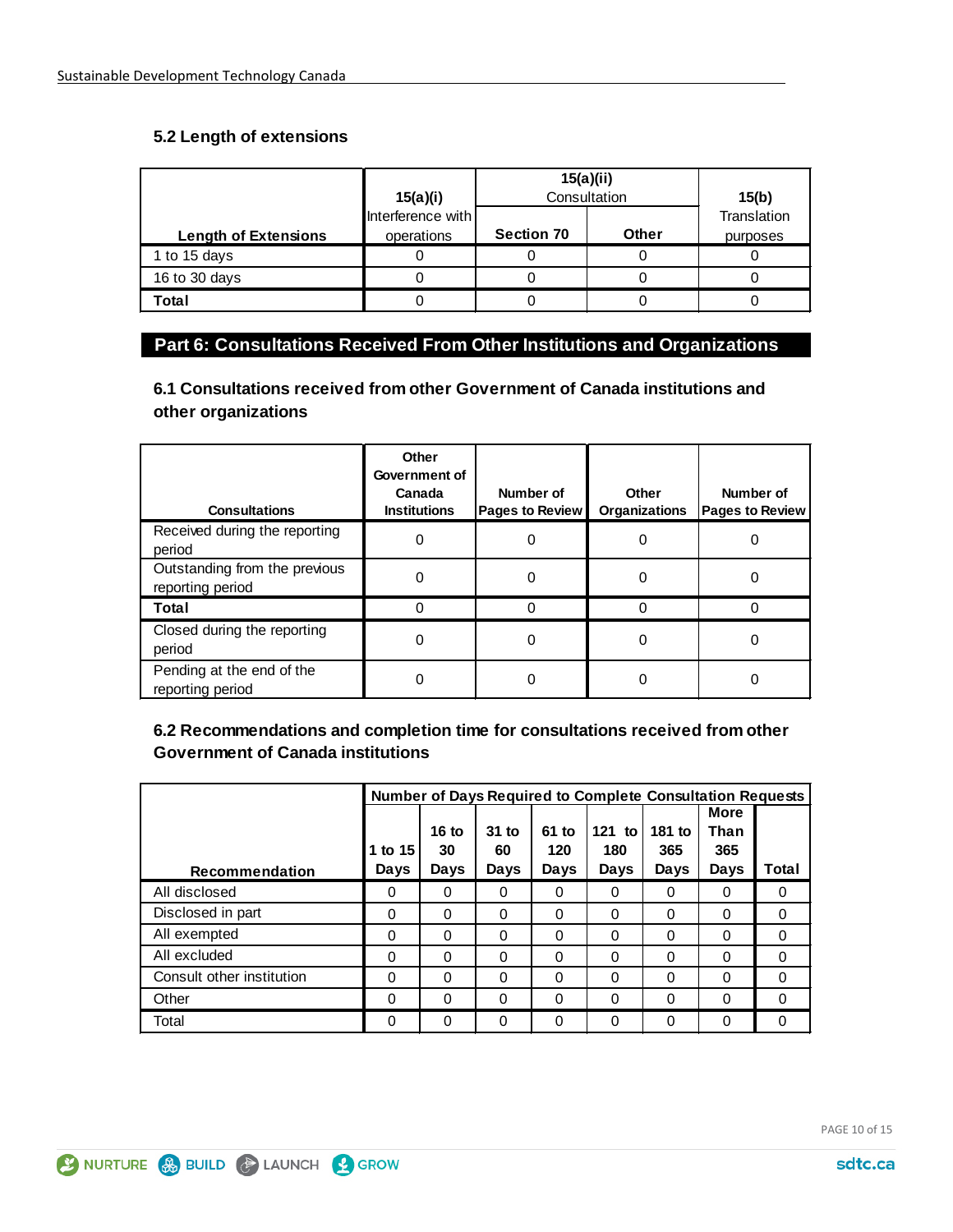### 5.2 Length of extensions

| Length of Extensions | 15(a)(i) Interference with operations | 15(a)(ii) Consultation | | 15(b) Translation purposes |
|---|---|---|---|---|
| | | Section 70 | Other | |
| 1 to 15 days | 0 | 0 | 0 | 0 |
| 16 to 30 days | 0 | 0 | 0 | 0 |
| **Total** | 0 | 0 | 0 | 0 |

## Part 6: Consultations Received From Other Institutions and Organizations

### 6.1 Consultations received from other Government of Canada institutions and other organizations

| Consultations | Other Government of Canada Institutions | Number of Pages to Review | Other Organizations | Number of Pages to Review |
|---|---|---|---|---|
| Received during the reporting period | 0 | 0 | 0 | 0 |
| Outstanding from the previous reporting period | 0 | 0 | 0 | 0 |
| **Total** | 0 | 0 | 0 | 0 |
| Closed during the reporting period | 0 | 0 | 0 | 0 |
| Pending at the end of the reporting period | 0 | 0 | 0 | 0 |

### 6.2 Recommendations and completion time for consultations received from other Government of Canada institutions

| Recommendation | Number of Days Required to Complete Consultation Requests | | | | | | | |
|---|---|---|---|---|---|---|---|---|
| | 1 to 15 Days | 16 to 30 Days | 31 to 60 Days | 61 to 120 Days | 121 to 180 Days | 181 to 365 Days | More Than 365 Days | Total |
| All disclosed | 0 | 0 | 0 | 0 | 0 | 0 | 0 | 0 |
| Disclosed in part | 0 | 0 | 0 | 0 | 0 | 0 | 0 | 0 |
| All exempted | 0 | 0 | 0 | 0 | 0 | 0 | 0 | 0 |
| All excluded | 0 | 0 | 0 | 0 | 0 | 0 | 0 | 0 |
| Consult other institution | 0 | 0 | 0 | 0 | 0 | 0 | 0 | 0 |
| Other | 0 | 0 | 0 | 0 | 0 | 0 | 0 | 0 |
| Total | 0 | 0 | 0 | 0 | 0 | 0 | 0 | 0 |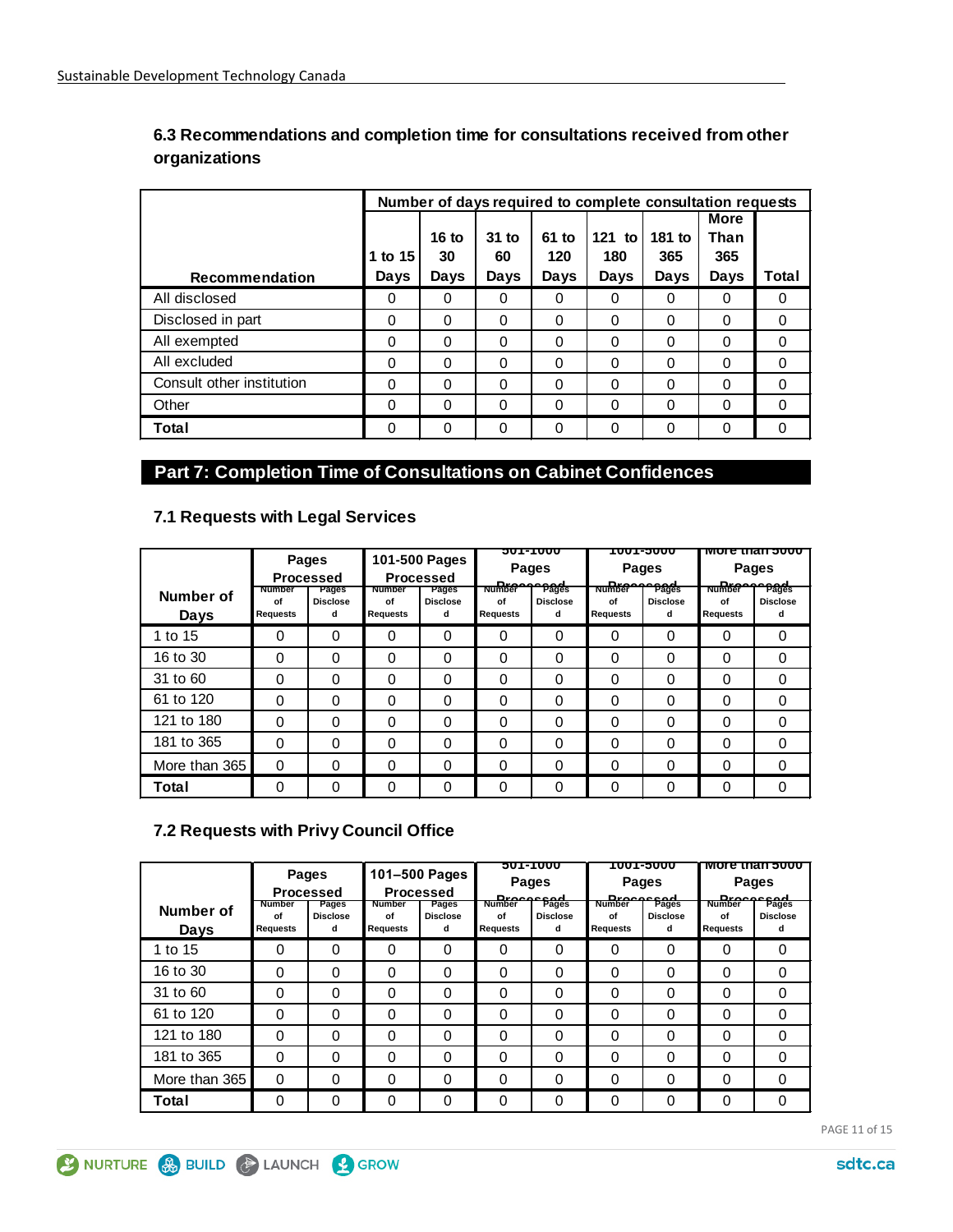### 6.3 Recommendations and completion time for consultations received from other organizations

| Recommendation | Number of days required to complete consultation requests | | | | | | | |
|---|---|---|---|---|---|---|---|---|
| | 1 to 15 Days | 16 to 30 Days | 31 to 60 Days | 61 to 120 Days | 121 to 180 Days | 181 to 365 Days | More Than 365 Days | Total |
| All disclosed | 0 | 0 | 0 | 0 | 0 | 0 | 0 | 0 |
| Disclosed in part | 0 | 0 | 0 | 0 | 0 | 0 | 0 | 0 |
| All exempted | 0 | 0 | 0 | 0 | 0 | 0 | 0 | 0 |
| All excluded | 0 | 0 | 0 | 0 | 0 | 0 | 0 | 0 |
| Consult other institution | 0 | 0 | 0 | 0 | 0 | 0 | 0 | 0 |
| Other | 0 | 0 | 0 | 0 | 0 | 0 | 0 | 0 |
| **Total** | 0 | 0 | 0 | 0 | 0 | 0 | 0 | 0 |

## Part 7: Completion Time of Consultations on Cabinet Confidences

### 7.1 Requests with Legal Services

| Number of Days | Fewer Than 100 Pages Processed | | 101-500 Pages Processed | | 501-1000 Pages Processed | | 1001-5000 Pages Processed | | More than 5000 Pages Processed | |
|---|---|---|---|---|---|---|---|---|---|---|
| | Number of Requests | Pages Disclosed | Number of Requests | Pages Disclosed | Number of Requests | Pages Disclosed | Number of Requests | Pages Disclosed | Number of Requests | Pages Disclosed |
| 1 to 15 | 0 | 0 | 0 | 0 | 0 | 0 | 0 | 0 | 0 | 0 |
| 16 to 30 | 0 | 0 | 0 | 0 | 0 | 0 | 0 | 0 | 0 | 0 |
| 31 to 60 | 0 | 0 | 0 | 0 | 0 | 0 | 0 | 0 | 0 | 0 |
| 61 to 120 | 0 | 0 | 0 | 0 | 0 | 0 | 0 | 0 | 0 | 0 |
| 121 to 180 | 0 | 0 | 0 | 0 | 0 | 0 | 0 | 0 | 0 | 0 |
| 181 to 365 | 0 | 0 | 0 | 0 | 0 | 0 | 0 | 0 | 0 | 0 |
| More than 365 | 0 | 0 | 0 | 0 | 0 | 0 | 0 | 0 | 0 | 0 |
| **Total** | 0 | 0 | 0 | 0 | 0 | 0 | 0 | 0 | 0 | 0 |

### 7.2 Requests with Privy Council Office

| Number of Days | Fewer Than 100 Pages Processed | | 101–500 Pages Processed | | 501-1000 Pages Processed | | 1001-5000 Pages Processed | | More than 5000 Pages Processed | |
|---|---|---|---|---|---|---|---|---|---|---|
| | Number of Requests | Pages Disclosed | Number of Requests | Pages Disclosed | Number of Requests | Pages Disclosed | Number of Requests | Pages Disclosed | Number of Requests | Pages Disclosed |
| 1 to 15 | 0 | 0 | 0 | 0 | 0 | 0 | 0 | 0 | 0 | 0 |
| 16 to 30 | 0 | 0 | 0 | 0 | 0 | 0 | 0 | 0 | 0 | 0 |
| 31 to 60 | 0 | 0 | 0 | 0 | 0 | 0 | 0 | 0 | 0 | 0 |
| 61 to 120 | 0 | 0 | 0 | 0 | 0 | 0 | 0 | 0 | 0 | 0 |
| 121 to 180 | 0 | 0 | 0 | 0 | 0 | 0 | 0 | 0 | 0 | 0 |
| 181 to 365 | 0 | 0 | 0 | 0 | 0 | 0 | 0 | 0 | 0 | 0 |
| More than 365 | 0 | 0 | 0 | 0 | 0 | 0 | 0 | 0 | 0 | 0 |
| **Total** | 0 | 0 | 0 | 0 | 0 | 0 | 0 | 0 | 0 | 0 |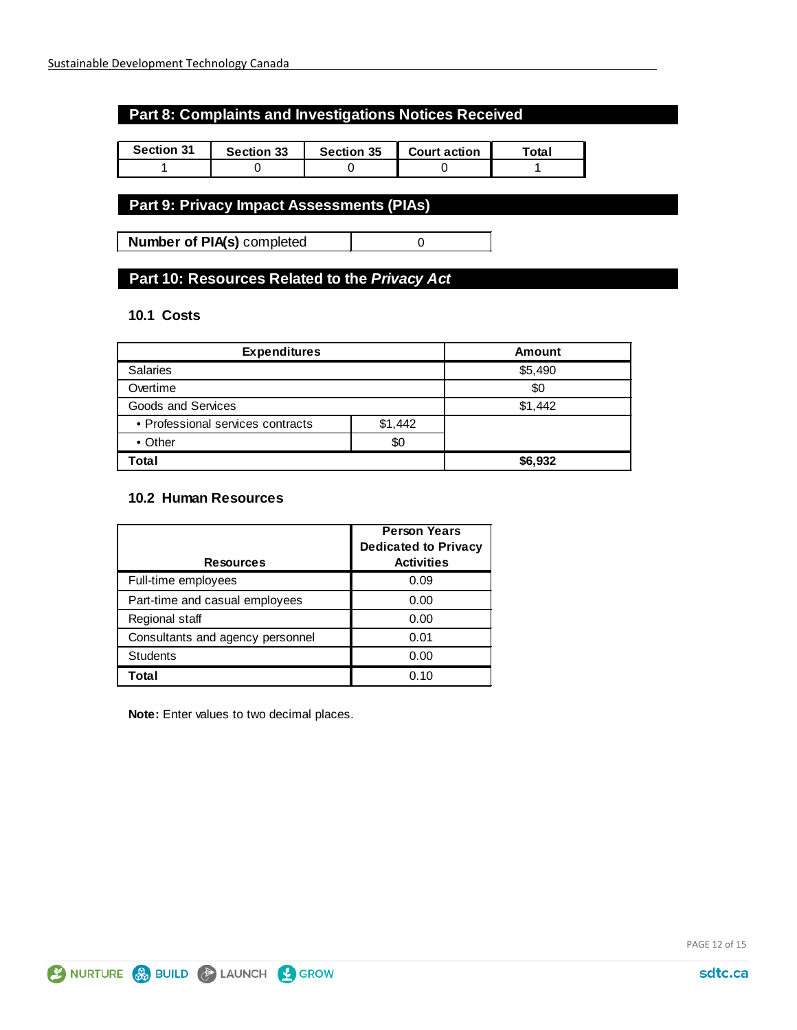## Part 8: Complaints and Investigations Notices Received

| Section 31 | Section 33 | Section 35 | Court action | Total |
|---|---|---|---|---|
| 1 | 0 | 0 | 0 | 1 |

## Part 9: Privacy Impact Assessments (PIAs)

| **Number of PIA(s)** completed | 0 |
|---|---|

## Part 10: Resources Related to the *Privacy Act*

### 10.1 Costs

| Expenditures | | Amount |
|---|---|---|
| Salaries | | $5,490 |
| Overtime | | $0 |
| Goods and Services | | $1,442 |
| • Professional services contracts | $1,442 | |
| • Other | $0 | |
| **Total** | | **$6,932** |

### 10.2 Human Resources

| Resources | Person Years Dedicated to Privacy Activities |
|---|---|
| Full-time employees | 0.09 |
| Part-time and casual employees | 0.00 |
| Regional staff | 0.00 |
| Consultants and agency personnel | 0.01 |
| Students | 0.00 |
| **Total** | 0.10 |

**Note:** Enter values to two decimal places.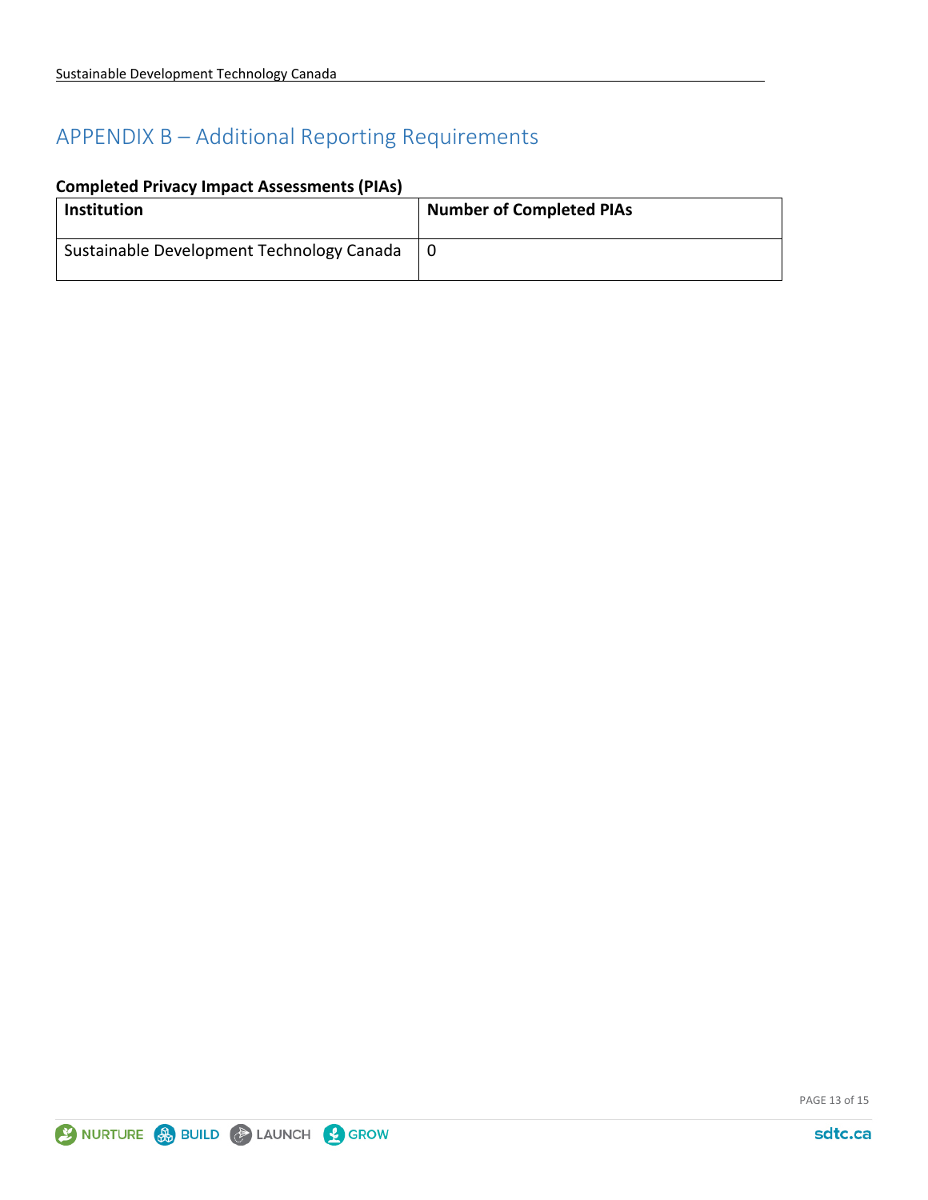# APPENDIX B – Additional Reporting Requirements

**Completed Privacy Impact Assessments (PIAs)**

| Institution | Number of Completed PIAs |
| --- | --- |
| Sustainable Development Technology Canada | 0 |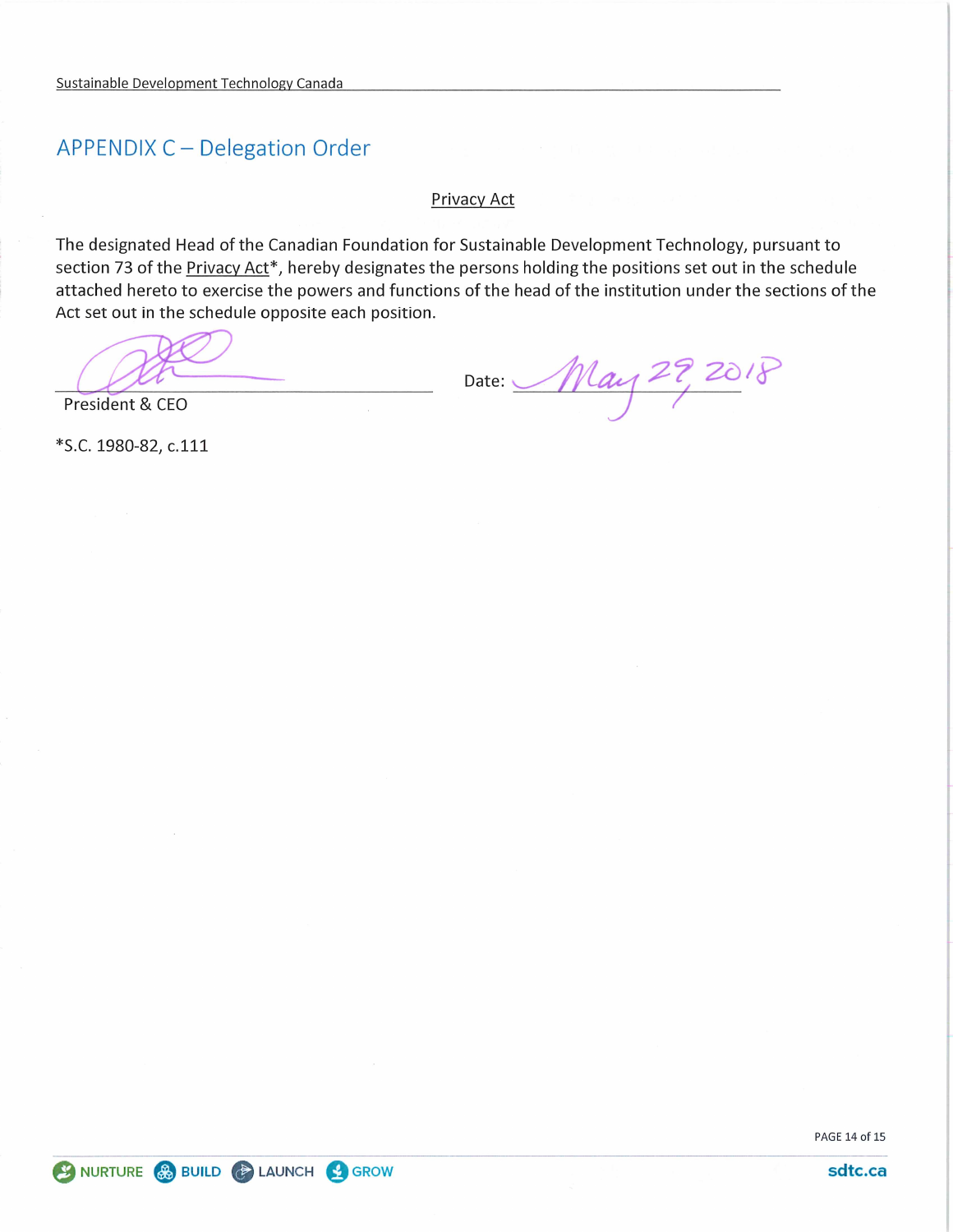## APPENDIX C – Delegation Order

Privacy Act

The designated Head of the Canadian Foundation for Sustainable Development Technology, pursuant to section 73 of the Privacy Act*, hereby designates the persons holding the positions set out in the schedule attached hereto to exercise the powers and functions of the head of the institution under the sections of the Act set out in the schedule opposite each position.

President & CEO

Date: May 29, 2018

*S.C. 1980-82, c.111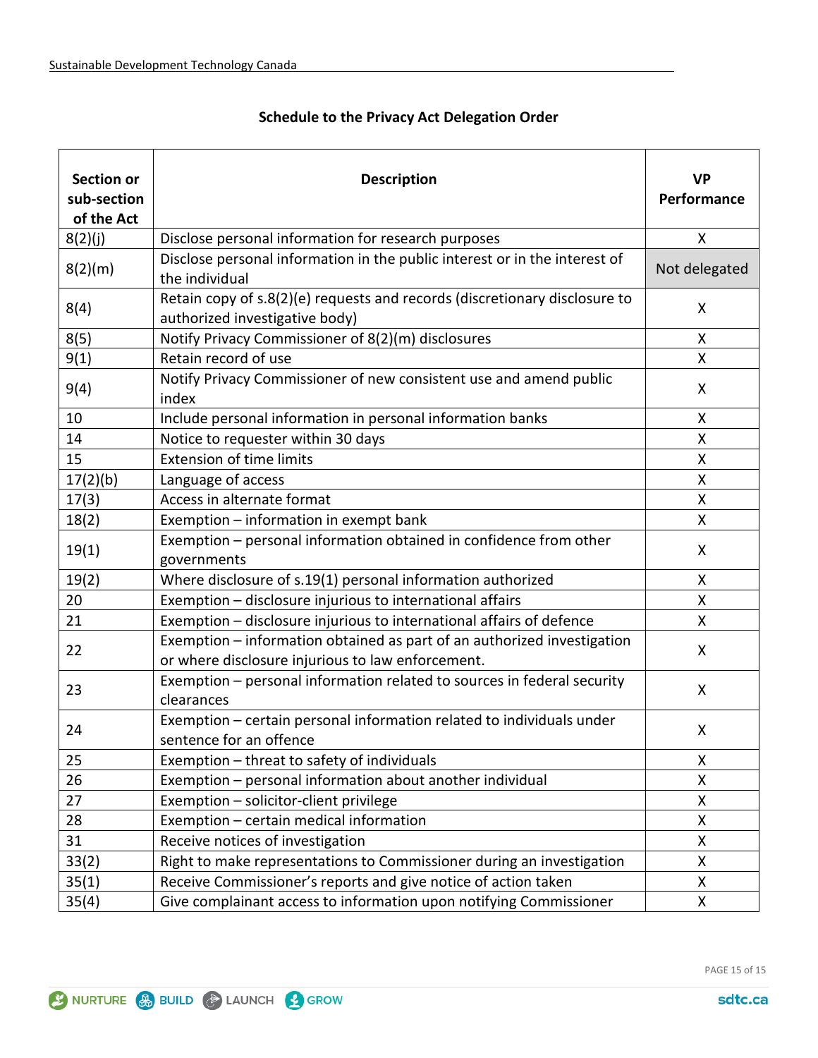## Schedule to the Privacy Act Delegation Order

| Section or sub-section of the Act | Description | VP Performance |
|---|---|---|
| 8(2)(j) | Disclose personal information for research purposes | X |
| 8(2)(m) | Disclose personal information in the public interest or in the interest of the individual | Not delegated |
| 8(4) | Retain copy of s.8(2)(e) requests and records (discretionary disclosure to authorized investigative body) | X |
| 8(5) | Notify Privacy Commissioner of 8(2)(m) disclosures | X |
| 9(1) | Retain record of use | X |
| 9(4) | Notify Privacy Commissioner of new consistent use and amend public index | X |
| 10 | Include personal information in personal information banks | X |
| 14 | Notice to requester within 30 days | X |
| 15 | Extension of time limits | X |
| 17(2)(b) | Language of access | X |
| 17(3) | Access in alternate format | X |
| 18(2) | Exemption – information in exempt bank | X |
| 19(1) | Exemption – personal information obtained in confidence from other governments | X |
| 19(2) | Where disclosure of s.19(1) personal information authorized | X |
| 20 | Exemption – disclosure injurious to international affairs | X |
| 21 | Exemption – disclosure injurious to international affairs of defence | X |
| 22 | Exemption – information obtained as part of an authorized investigation or where disclosure injurious to law enforcement. | X |
| 23 | Exemption – personal information related to sources in federal security clearances | X |
| 24 | Exemption – certain personal information related to individuals under sentence for an offence | X |
| 25 | Exemption – threat to safety of individuals | X |
| 26 | Exemption – personal information about another individual | X |
| 27 | Exemption – solicitor-client privilege | X |
| 28 | Exemption – certain medical information | X |
| 31 | Receive notices of investigation | X |
| 33(2) | Right to make representations to Commissioner during an investigation | X |
| 35(1) | Receive Commissioner's reports and give notice of action taken | X |
| 35(4) | Give complainant access to information upon notifying Commissioner | X |